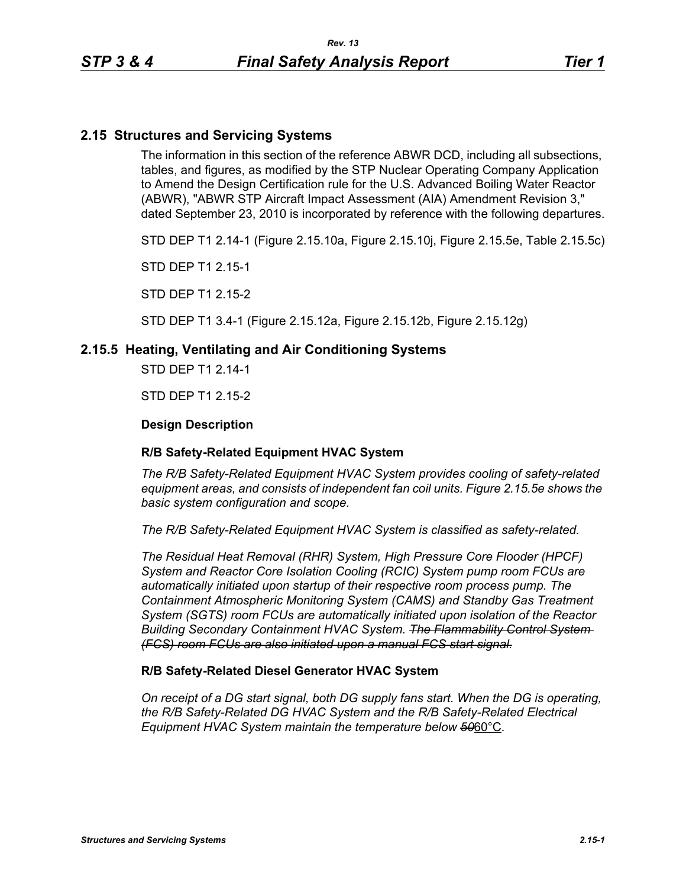## 2.15 Structures and Servicing Systems

The information in this section of the reference ABWR DCD, including all subsections, tables, and figures, as modified by the STP Nuclear Operating Company Application to Amend the Design Certification rule for the U.S. Advanced Boiling Water Reactor (ABWR), "ABWR STP Aircraft Impact Assessment (AIA) Amendment Revision 3," dated September 23, 2010 is incorporated by reference with the following departures.

STD DEP T1 2.14-1 (Figure 2.15.10a, Figure 2.15.10j, Figure 2.15.5e, Table 2.15.5c)

STD DEP T1 2.15-1

STD DEP T1 2.15-2

STD DEP T1 3.4-1 (Figure 2.15.12a, Figure 2.15.12b, Figure 2.15.12g)

### 2.15.5 Heating, Ventilating and Air Conditioning Systems

STD DEP T1 2.14-1

STD DEP T1 2.15-2

**Design Description**

**R/B Safety-Related Equipment HVAC System**

*The R/B Safety-Related Equipment HVAC System provides cooling of safety-related equipment areas, and consists of independent fan coil units. Figure 2.15.5e shows the basic system configuration and scope.*

*The R/B Safety-Related Equipment HVAC System is classified as safety-related.*

*The Residual Heat Removal (RHR) System, High Pressure Core Flooder (HPCF) System and Reactor Core Isolation Cooling (RCIC) System pump room FCUs are automatically initiated upon startup of their respective room process pump. The Containment Atmospheric Monitoring System (CAMS) and Standby Gas Treatment System (SGTS) room FCUs are automatically initiated upon isolation of the Reactor Building Secondary Containment HVAC System. ~~The Flammability Control System (FCS) room FCUs are also initiated upon a manual FCS start signal.~~*

**R/B Safety-Related Diesel Generator HVAC System**

*On receipt of a DG start signal, both DG supply fans start. When the DG is operating, the R/B Safety-Related DG HVAC System and the R/B Safety-Related Electrical Equipment HVAC System maintain the temperature below ~~50~~60°C.*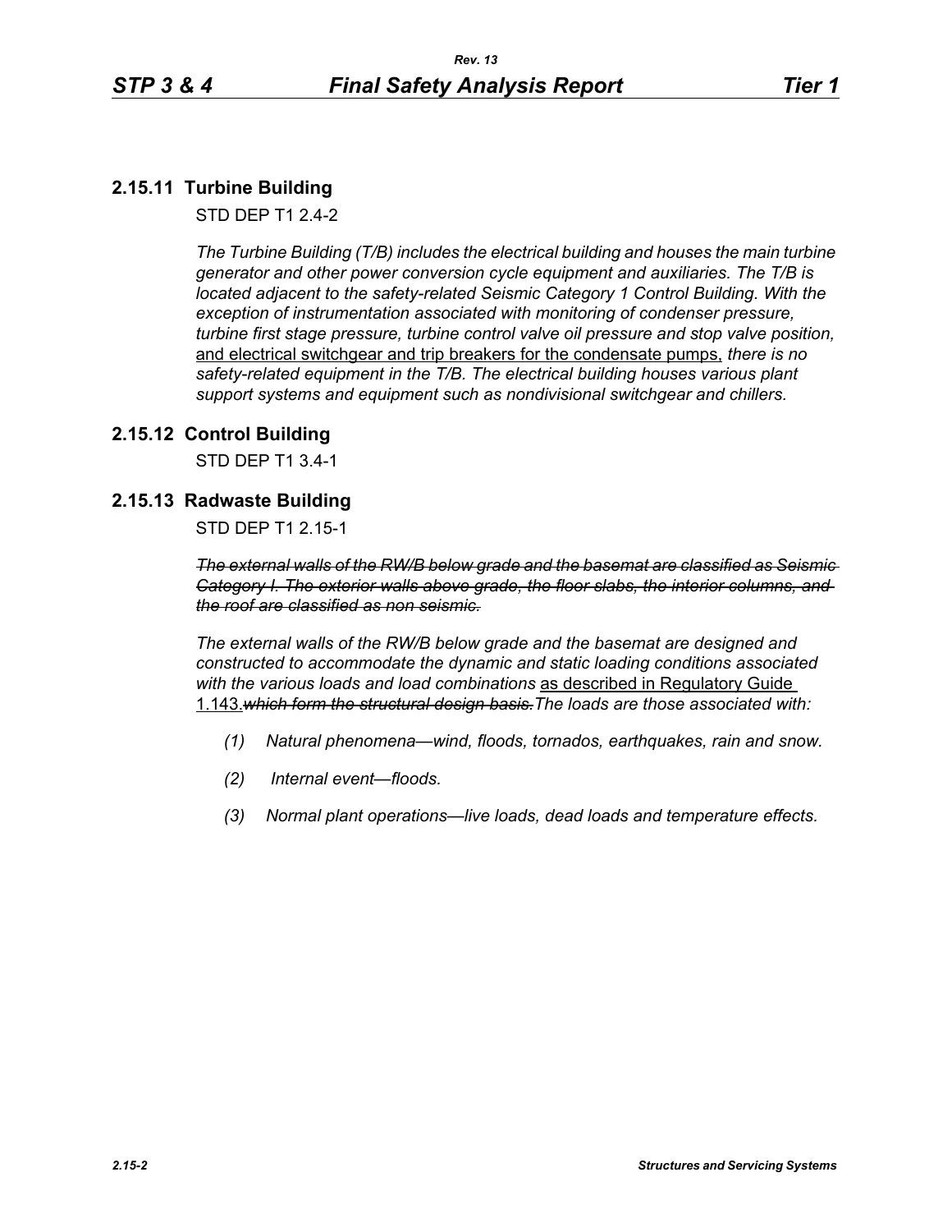## 2.15.11 Turbine Building

STD DEP T1 2.4-2

*The Turbine Building (T/B) includes the electrical building and houses the main turbine generator and other power conversion cycle equipment and auxiliaries. The T/B is located adjacent to the safety-related Seismic Category 1 Control Building. With the exception of instrumentation associated with monitoring of condenser pressure, turbine first stage pressure, turbine control valve oil pressure and stop valve position,* <u>and electrical switchgear and trip breakers for the condensate pumps,</u> *there is no safety-related equipment in the T/B. The electrical building houses various plant support systems and equipment such as nondivisional switchgear and chillers.*

## 2.15.12 Control Building

STD DEP T1 3.4-1

## 2.15.13 Radwaste Building

STD DEP T1 2.15-1

~~*The external walls of the RW/B below grade and the basemat are classified as Seismic Category I. The exterior walls above grade, the floor slabs, the interior columns, and the roof are classified as non seismic.*~~

*The external walls of the RW/B below grade and the basemat are designed and constructed to accommodate the dynamic and static loading conditions associated with the various loads and load combinations* <u>as described in Regulatory Guide 1.143.</u>~~*which form the structural design basis.*~~*The loads are those associated with:*

*(1) Natural phenomena—wind, floods, tornados, earthquakes, rain and snow.*

*(2) Internal event—floods.*

*(3) Normal plant operations—live loads, dead loads and temperature effects.*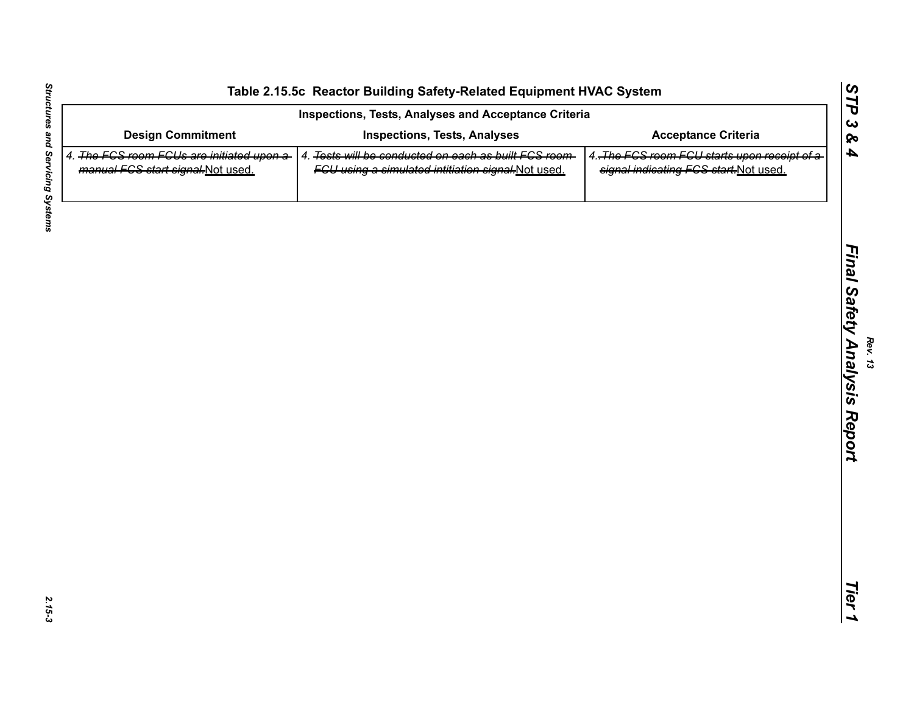**Table 2.15.5c Reactor Building Safety-Related Equipment HVAC System**

| Inspections, Tests, Analyses and Acceptance Criteria | | |
|---|---|---|
| **Design Commitment** | **Inspections, Tests, Analyses** | **Acceptance Criteria** |
| 4. ~~The FCS room FCUs are initiated upon a manual FCS start signal.~~Not used. | 4. ~~Tests will be conducted on each as built FCS room FCU using a simulated intitiation signal.~~Not used. | 4. ~~The FCS room FCU starts upon receipt of a signal indicating FCS start.~~Not used. |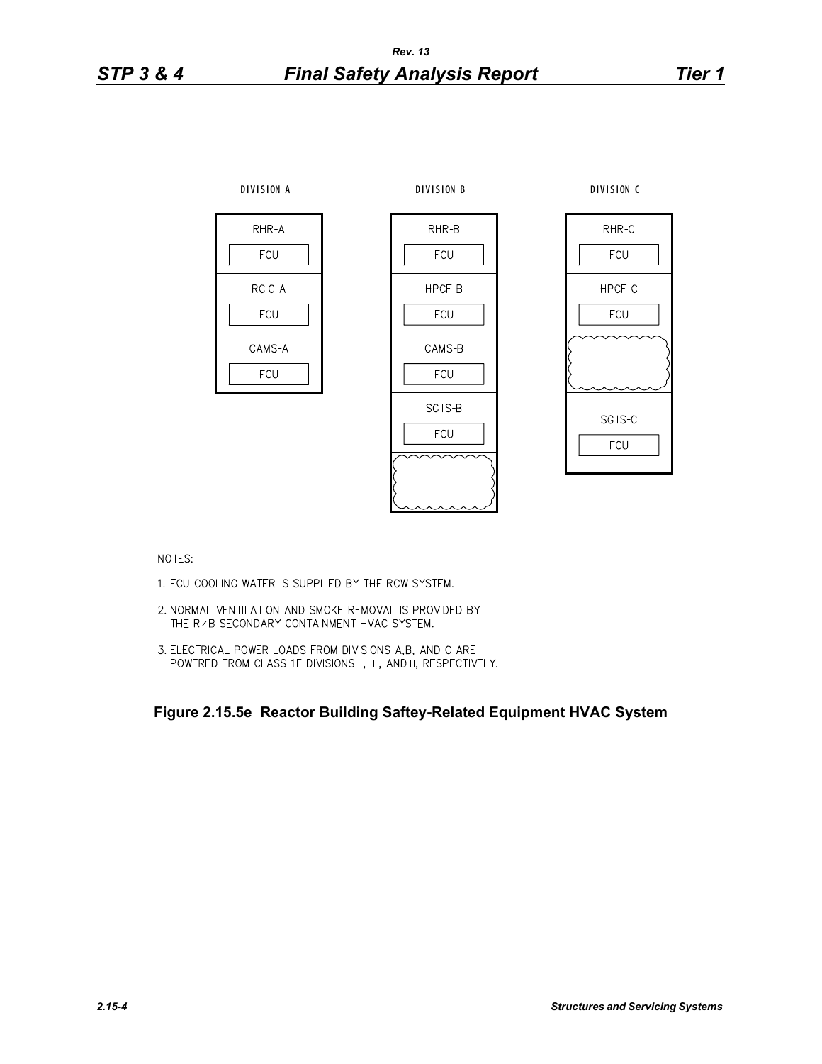DIVISION A

| RHR-A |
|---|
| FCU |
| RCIC-A |
| FCU |
| CAMS-A |
| FCU |

DIVISION B

| RHR-B |
|---|
| FCU |
| HPCF-B |
| FCU |
| CAMS-B |
| FCU |
| SGTS-B |
| FCU |

DIVISION C

| RHR-C |
|---|
| FCU |
| HPCF-C |
| FCU |
| SGTS-C |
| FCU |

NOTES:

1. FCU COOLING WATER IS SUPPLIED BY THE RCW SYSTEM.
2. NORMAL VENTILATION AND SMOKE REMOVAL IS PROVIDED BY THE R/B SECONDARY CONTAINMENT HVAC SYSTEM.
3. ELECTRICAL POWER LOADS FROM DIVISIONS A,B, AND C ARE POWERED FROM CLASS 1E DIVISIONS I, II, AND III, RESPECTIVELY.

**Figure 2.15.5e Reactor Building Saftey-Related Equipment HVAC System**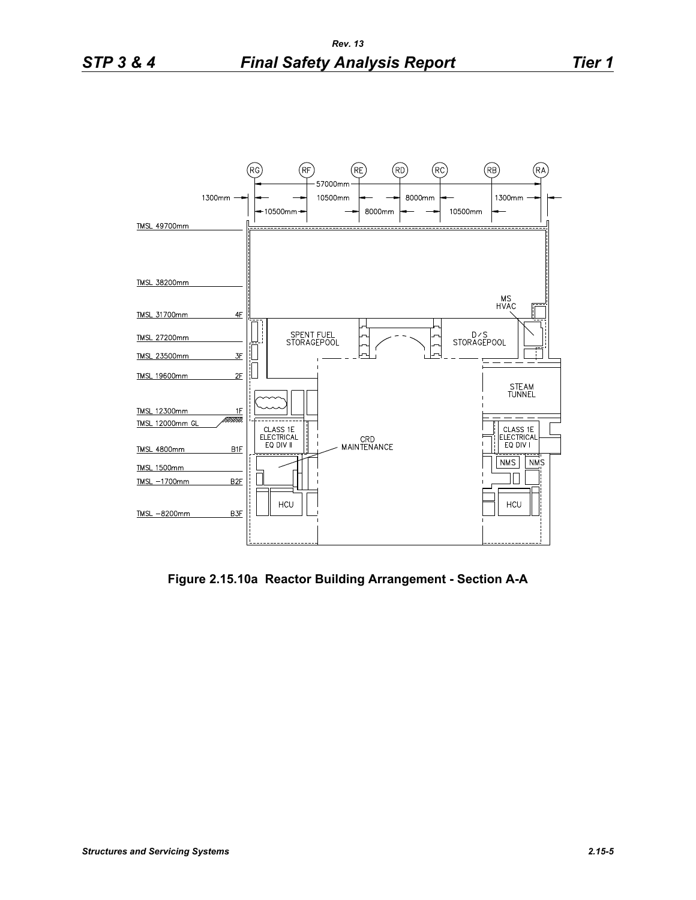Figure 2.15.10a  Reactor Building Arrangement - Section A-A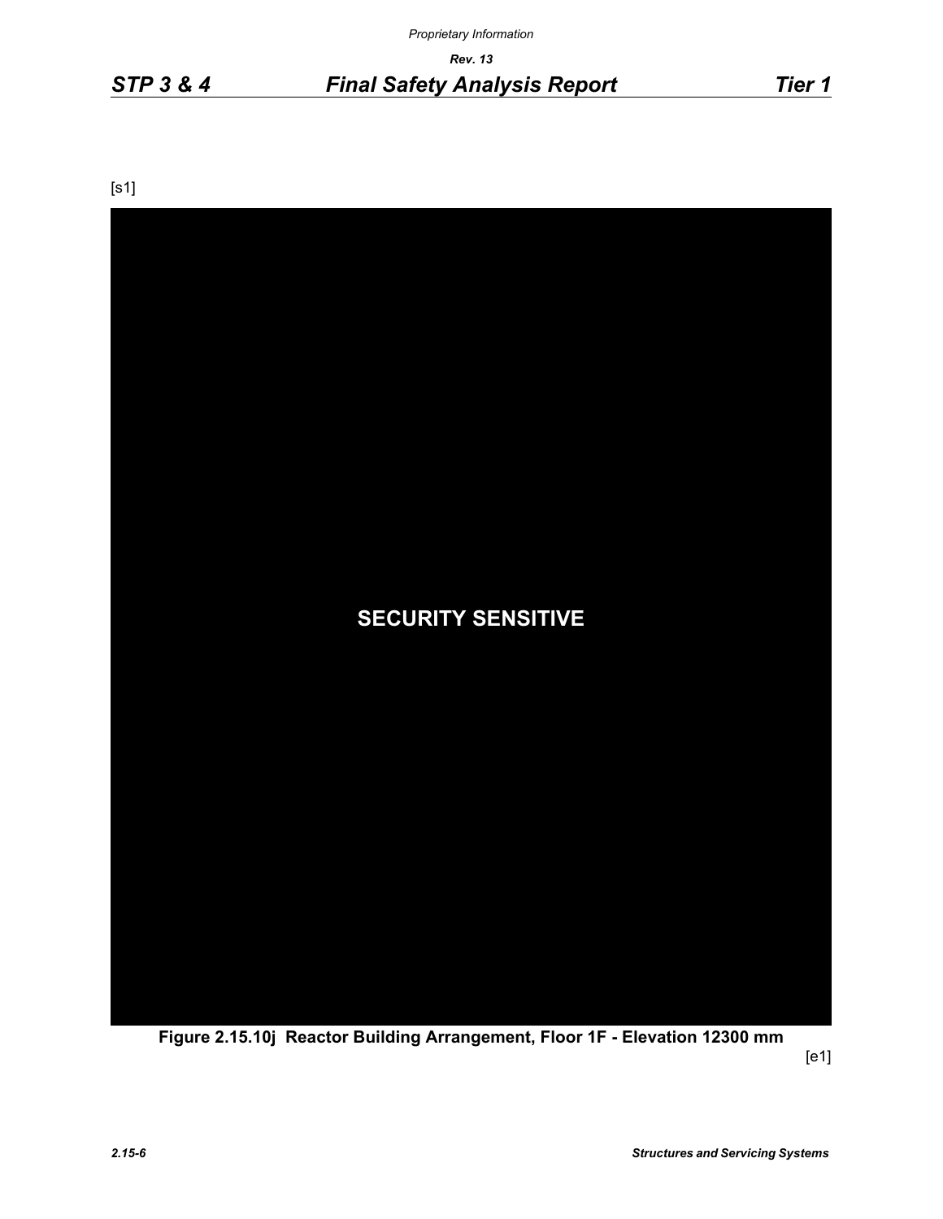[s1]

SECURITY SENSITIVE

**Figure 2.15.10j Reactor Building Arrangement, Floor 1F - Elevation 12300 mm**

[e1]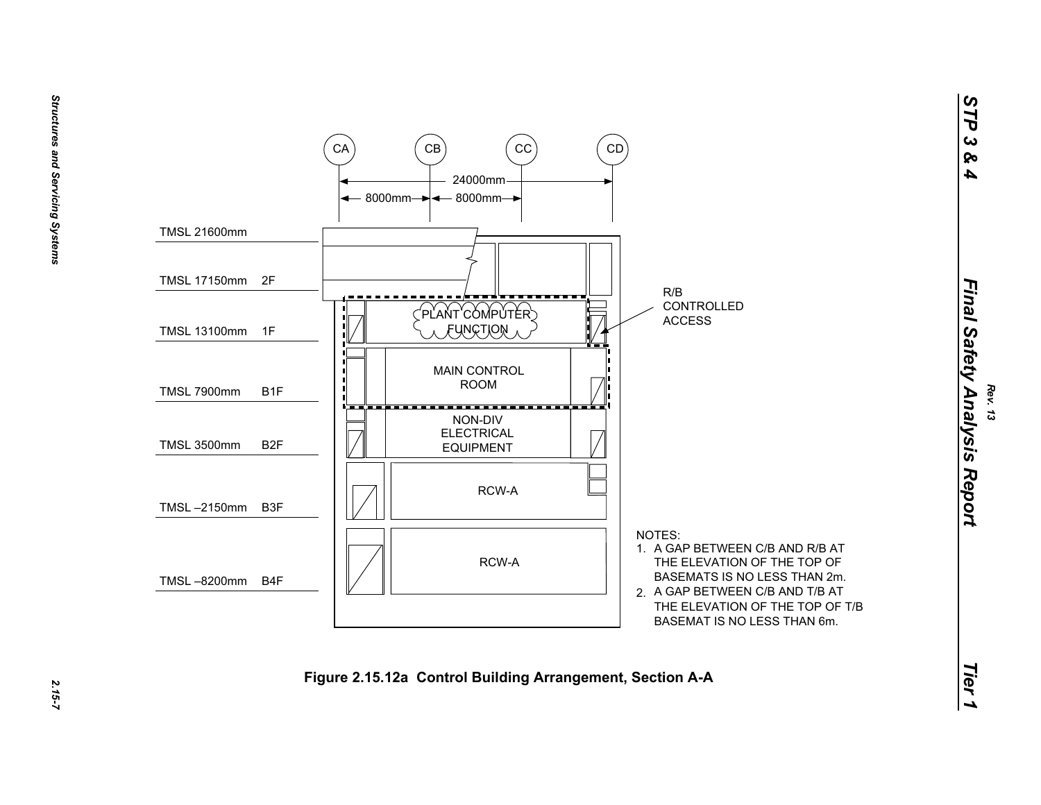CA CB CC CD

24000mm

8000mm 8000mm

TMSL 21600mm

TMSL 17150mm 2F

TMSL 13100mm 1F

TMSL 7900mm B1F

TMSL 3500mm B2F

TMSL –2150mm B3F

TMSL –8200mm B4F

PLANT COMPUTER FUNCTION

MAIN CONTROL ROOM

NON-DIV ELECTRICAL EQUIPMENT

RCW-A

RCW-A

R/B CONTROLLED ACCESS

NOTES:

1. A GAP BETWEEN C/B AND R/B AT THE ELEVATION OF THE TOP OF BASEMATS IS NO LESS THAN 2m.
2. A GAP BETWEEN C/B AND T/B AT THE ELEVATION OF THE TOP OF T/B BASEMAT IS NO LESS THAN 6m.

**Figure 2.15.12a Control Building Arrangement, Section A-A**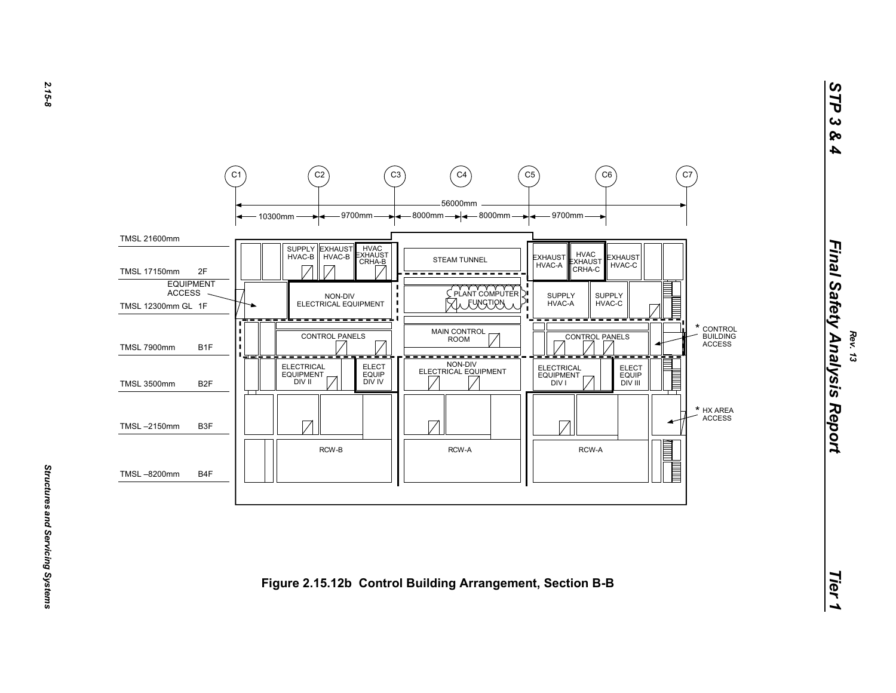Figure 2.15.12b Control Building Arrangement, Section B-B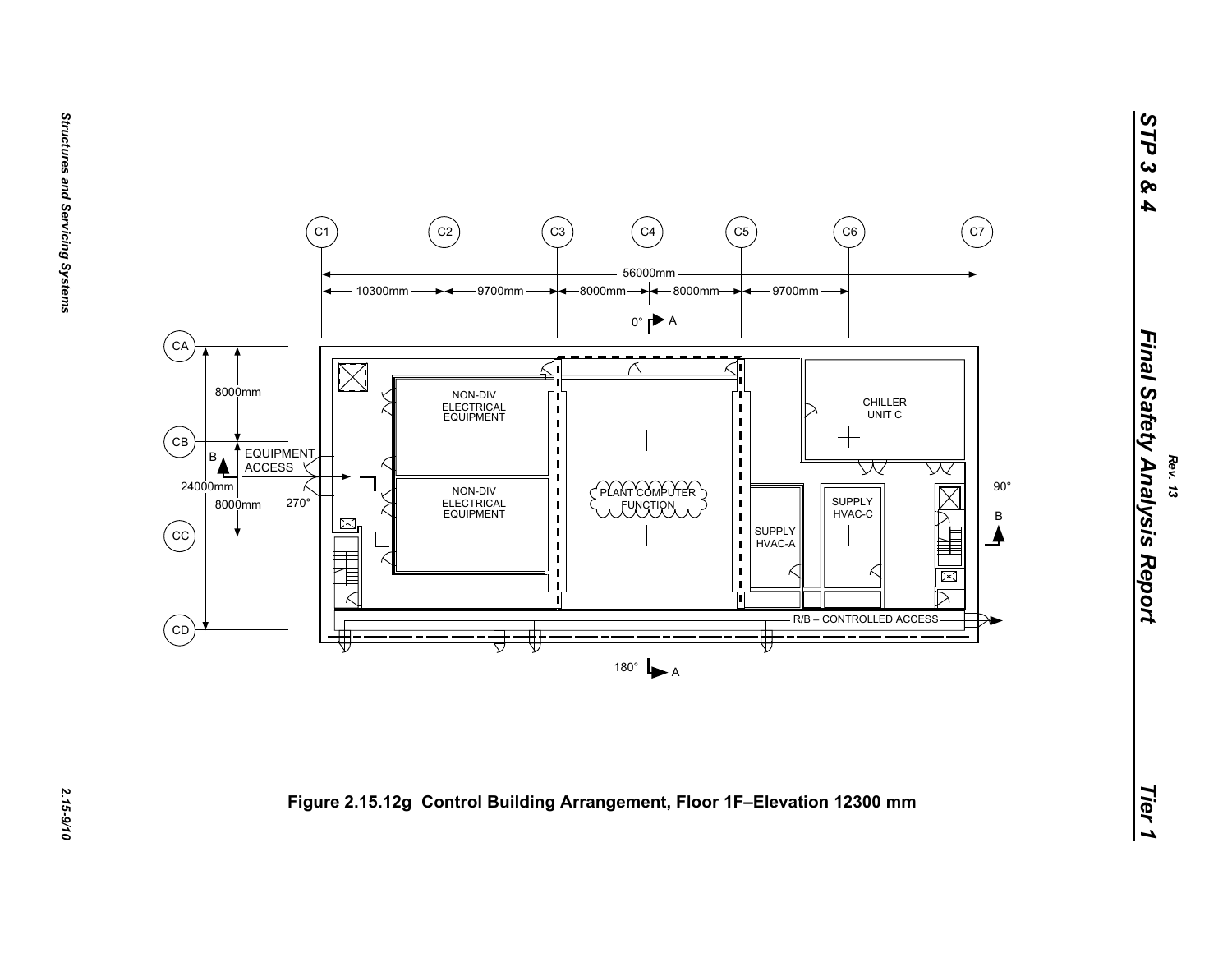C1 C2 C3 C4 C5 C6 C7

56000mm

10300mm 9700mm 8000mm 8000mm 9700mm

0° A

CA

8000mm

CB

B

EQUIPMENT ACCESS

24000mm

8000mm

270°

CC

CD

NON-DIV ELECTRICAL EQUIPMENT

NON-DIV ELECTRICAL EQUIPMENT

PLANT COMPUTER FUNCTION

CHILLER UNIT C

SUPPLY HVAC-A

SUPPLY HVAC-C

90°

B

R/B – CONTROLLED ACCESS

180° A

**Figure 2.15.12g Control Building Arrangement, Floor 1F–Elevation 12300 mm**